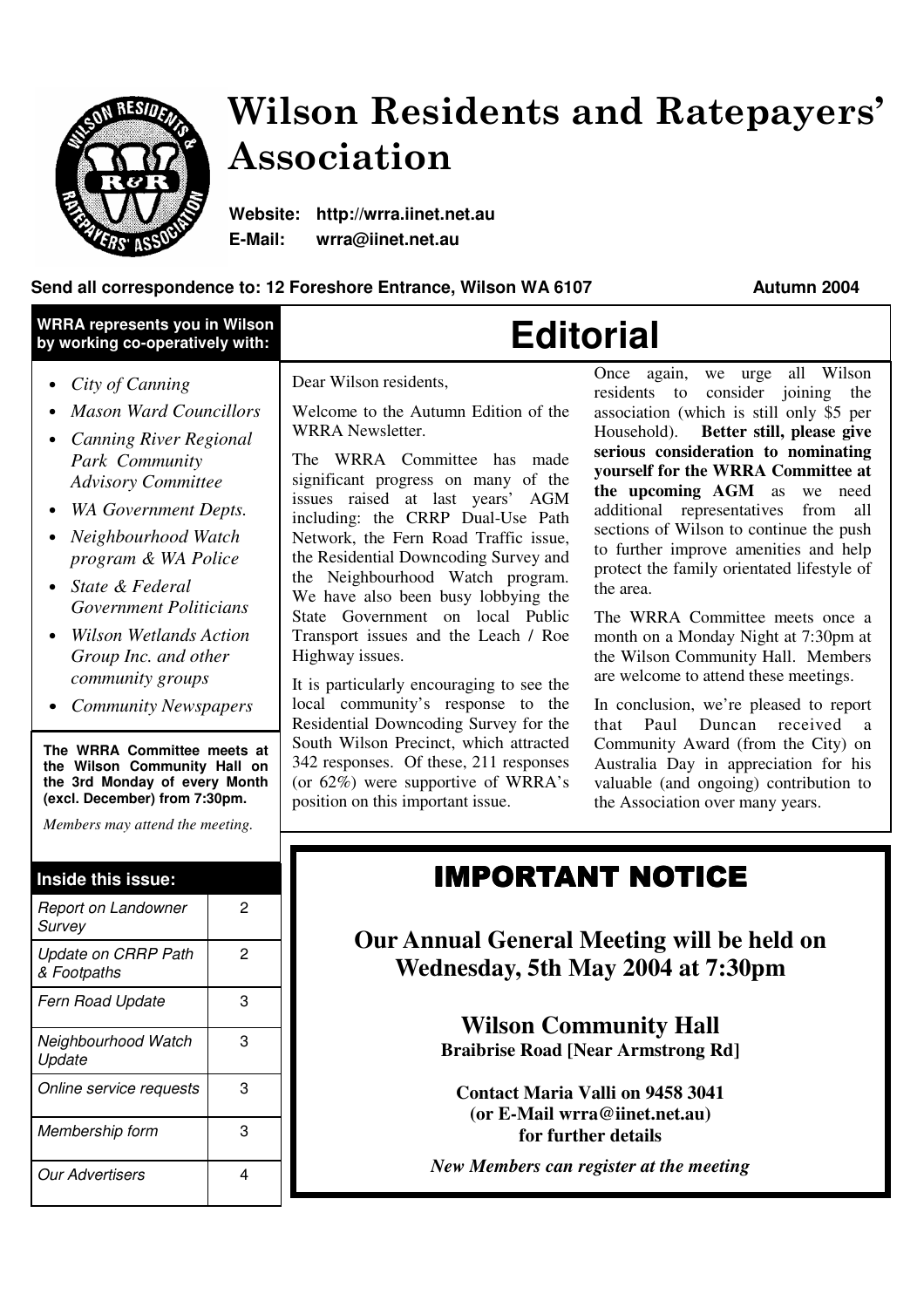# Wilson Residents and Ratepayers' Association

**Website: http://wrra.iinet.net.au**
**E-Mail: wrra@iinet.net.au**

**Send all correspondence to: 12 Foreshore Entrance, Wilson WA 6107** **Autumn 2004**

**WRRA represents you in Wilson by working co-operatively with:**

- *City of Canning*
- *Mason Ward Councillors*
- *Canning River Regional Park Community Advisory Committee*
- *WA Government Depts.*
- *Neighbourhood Watch program & WA Police*
- *State & Federal Government Politicians*
- *Wilson Wetlands Action Group Inc. and other community groups*
- *Community Newspapers*

**The WRRA Committee meets at the Wilson Community Hall on the 3rd Monday of every Month (excl. December) from 7:30pm.**

*Members may attend the meeting.*

**Inside this issue:**

| | |
|---|---|
| *Report on Landowner Survey* | 2 |
| *Update on CRRP Path & Footpaths* | 2 |
| *Fern Road Update* | 3 |
| *Neighbourhood Watch Update* | 3 |
| *Online service requests* | 3 |
| *Membership form* | 3 |
| *Our Advertisers* | 4 |

# Editorial

Dear Wilson residents,

Welcome to the Autumn Edition of the WRRA Newsletter.

The WRRA Committee has made significant progress on many of the issues raised at last years' AGM including: the CRRP Dual-Use Path Network, the Fern Road Traffic issue, the Residential Downcoding Survey and the Neighbourhood Watch program. We have also been busy lobbying the State Government on local Public Transport issues and the Leach / Roe Highway issues.

It is particularly encouraging to see the local community's response to the Residential Downcoding Survey for the South Wilson Precinct, which attracted 342 responses. Of these, 211 responses (or 62%) were supportive of WRRA's position on this important issue.

Once again, we urge all Wilson residents to consider joining the association (which is still only $5 per Household). **Better still, please give serious consideration to nominating yourself for the WRRA Committee at the upcoming AGM** as we need additional representatives from all sections of Wilson to continue the push to further improve amenities and help protect the family orientated lifestyle of the area.

The WRRA Committee meets once a month on a Monday Night at 7:30pm at the Wilson Community Hall. Members are welcome to attend these meetings.

In conclusion, we're pleased to report that Paul Duncan received a Community Award (from the City) on Australia Day in appreciation for his valuable (and ongoing) contribution to the Association over many years.

## IMPORTANT NOTICE

**Our Annual General Meeting will be held on Wednesday, 5th May 2004 at 7:30pm**

**Wilson Community Hall**
**Braibrise Road [Near Armstrong Rd]**

**Contact Maria Valli on 9458 3041 (or E-Mail wrra@iinet.net.au) for further details**

***New Members can register at the meeting***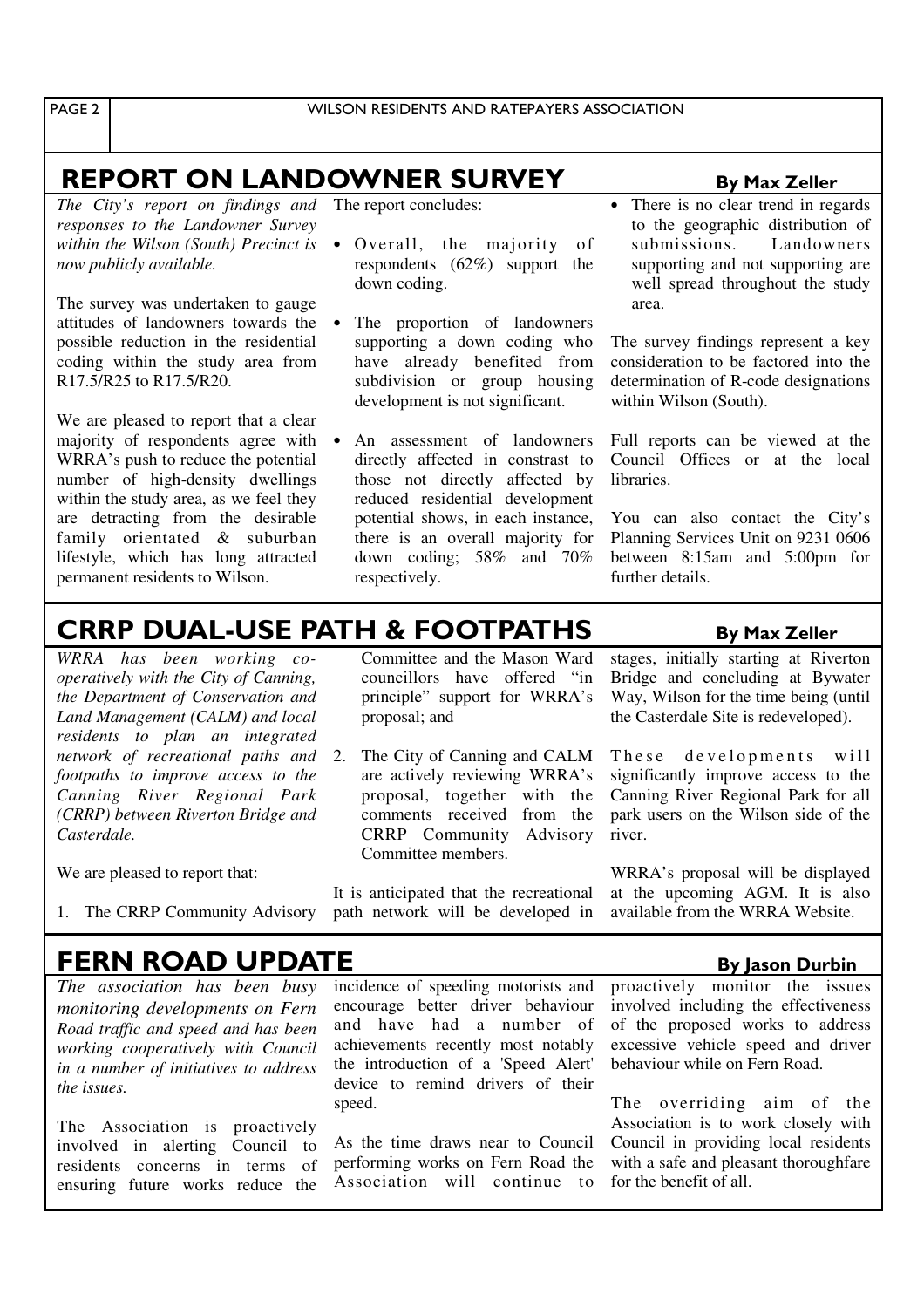## REPORT ON LANDOWNER SURVEY

**By Max Zeller**

*The City's report on findings and responses to the Landowner Survey within the Wilson (South) Precinct is now publicly available.*

The survey was undertaken to gauge attitudes of landowners towards the possible reduction in the residential coding within the study area from R17.5/R25 to R17.5/R20.

We are pleased to report that a clear majority of respondents agree with WRRA's push to reduce the potential number of high-density dwellings within the study area, as we feel they are detracting from the desirable family orientated & suburban lifestyle, which has long attracted permanent residents to Wilson.

The report concludes:

- Overall, the majority of respondents (62%) support the down coding.
- The proportion of landowners supporting a down coding who have already benefited from subdivision or group housing development is not significant.
- An assessment of landowners directly affected in constrast to those not directly affected by reduced residential development potential shows, in each instance, there is an overall majority for down coding; 58% and 70% respectively.
- There is no clear trend in regards to the geographic distribution of submissions. Landowners supporting and not supporting are well spread throughout the study area.

The survey findings represent a key consideration to be factored into the determination of R-code designations within Wilson (South).

Full reports can be viewed at the Council Offices or at the local libraries.

You can also contact the City's Planning Services Unit on 9231 0606 between 8:15am and 5:00pm for further details.

## CRRP DUAL-USE PATH & FOOTPATHS

**By Max Zeller**

*WRRA has been working co-operatively with the City of Canning, the Department of Conservation and Land Management (CALM) and local residents to plan an integrated network of recreational paths and footpaths to improve access to the Canning River Regional Park (CRRP) between Riverton Bridge and Casterdale.*

We are pleased to report that:

1. The CRRP Community Advisory Committee and the Mason Ward councillors have offered "in principle" support for WRRA's proposal; and
2. The City of Canning and CALM are actively reviewing WRRA's proposal, together with the comments received from the CRRP Community Advisory Committee members.

It is anticipated that the recreational path network will be developed in stages, initially starting at Riverton Bridge and concluding at Bywater Way, Wilson for the time being (until the Casterdale Site is redeveloped).

These developments will significantly improve access to the Canning River Regional Park for all park users on the Wilson side of the river.

WRRA's proposal will be displayed at the upcoming AGM. It is also available from the WRRA Website.

## FERN ROAD UPDATE

**By Jason Durbin**

*The association has been busy monitoring developments on Fern Road traffic and speed and has been working cooperatively with Council in a number of initiatives to address the issues.*

The Association is proactively involved in alerting Council to residents concerns in terms of ensuring future works reduce the incidence of speeding motorists and encourage better driver behaviour and have had a number of achievements recently most notably the introduction of a 'Speed Alert' device to remind drivers of their speed.

As the time draws near to Council performing works on Fern Road the Association will continue to proactively monitor the issues involved including the effectiveness of the proposed works to address excessive vehicle speed and driver behaviour while on Fern Road.

The overriding aim of the Association is to work closely with Council in providing local residents with a safe and pleasant thoroughfare for the benefit of all.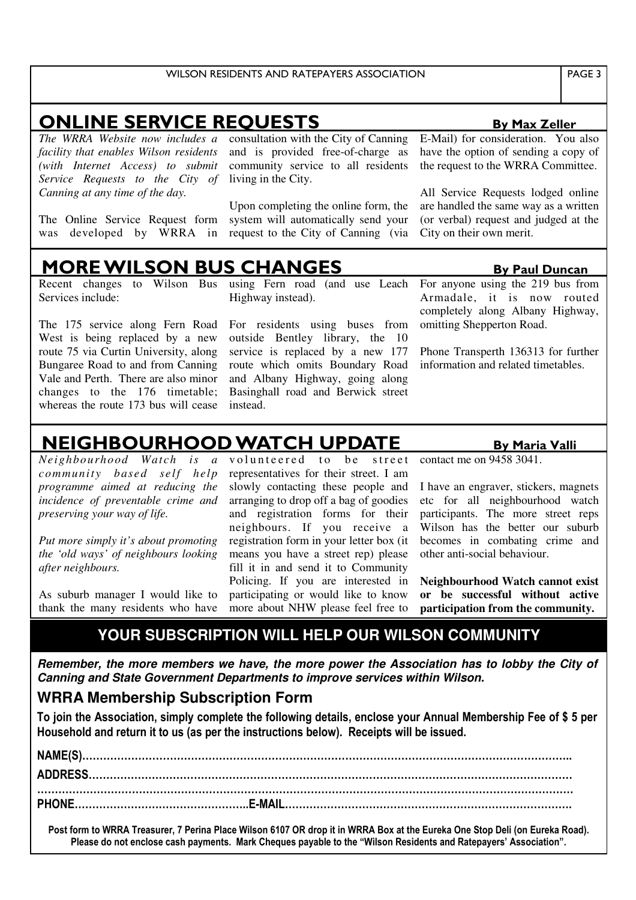## ONLINE SERVICE REQUESTS

**By Max Zeller**

*The WRRA Website now includes a facility that enables Wilson residents (with Internet Access) to submit Service Requests to the City of Canning at any time of the day.*

The Online Service Request form was developed by WRRA in consultation with the City of Canning and is provided free-of-charge as community service to all residents living in the City.

Upon completing the online form, the system will automatically send your request to the City of Canning (via E-Mail) for consideration. You also have the option of sending a copy of the request to the WRRA Committee.

All Service Requests lodged online are handled the same way as a written (or verbal) request and judged at the City on their own merit.

## MORE WILSON BUS CHANGES

**By Paul Duncan**

Recent changes to Wilson Bus Services include:

The 175 service along Fern Road West is being replaced by a new route 75 via Curtin University, along Bungaree Road to and from Canning Vale and Perth. There are also minor changes to the 176 timetable; whereas the route 173 bus will cease using Fern road (and use Leach Highway instead).

For residents using buses from outside Bentley library, the 10 service is replaced by a new 177 route which omits Boundary Road and Albany Highway, going along Basinghall road and Berwick street instead.

For anyone using the 219 bus from Armadale, it is now routed completely along Albany Highway, omitting Shepperton Road.

Phone Transperth 136313 for further information and related timetables.

## NEIGHBOURHOOD WATCH UPDATE

**By Maria Valli**

*Neighbourhood Watch is a community based self help programme aimed at reducing the incidence of preventable crime and preserving your way of life.*

*Put more simply it's about promoting the 'old ways' of neighbours looking after neighbours.*

As suburb manager I would like to thank the many residents who have volunteered to be street representatives for their street. I am slowly contacting these people and arranging to drop off a bag of goodies and registration forms for their neighbours. If you receive a registration form in your letter box (it means you have a street rep) please fill it in and send it to Community Policing. If you are interested in participating or would like to know more about NHW please feel free to contact me on 9458 3041.

I have an engraver, stickers, magnets etc for all neighbourhood watch participants. The more street reps Wilson has the better our suburb becomes in combating crime and other anti-social behaviour.

**Neighbourhood Watch cannot exist or be successful without active participation from the community.**

## YOUR SUBSCRIPTION WILL HELP OUR WILSON COMMUNITY

***Remember, the more members we have, the more power the Association has to lobby the City of Canning and State Government Departments to improve services within Wilson.***

### WRRA Membership Subscription Form

**To join the Association, simply complete the following details, enclose your Annual Membership Fee of $ 5 per Household and return it to us (as per the instructions below). Receipts will be issued.**

**NAME(S)……………………………………………………………………………………………………………….**

**ADDRESS…………………………………………………………………………………………………………….**

**……………………………………………………………………………………………………………………….**

**PHONE…………………………………………..E-MAIL……………………………………………………………….**

**Post form to WRRA Treasurer, 7 Perina Place Wilson 6107 OR drop it in WRRA Box at the Eureka One Stop Deli (on Eureka Road). Please do not enclose cash payments. Mark Cheques payable to the "Wilson Residents and Ratepayers' Association".**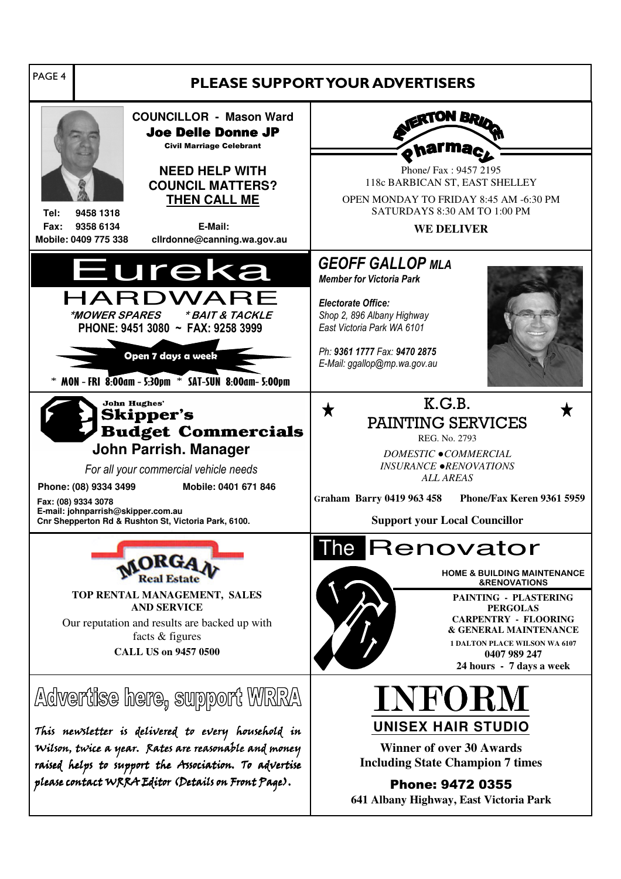## PLEASE SUPPORT YOUR ADVERTISERS

**COUNCILLOR - Mason Ward**
**Joe Delle Donne JP**
**Civil Marriage Celebrant**

**NEED HELP WITH COUNCIL MATTERS? THEN CALL ME**

**Tel: 9458 1318**
**Fax: 9358 6134**
**Mobile: 0409 775 338**
**E-Mail: cllrdonne@canning.wa.gov.au**

---

**RIVERTON BRIDGE Pharmacy**

Phone/ Fax : 9457 2195
118c BARBICAN ST, EAST SHELLEY

OPEN MONDAY TO FRIDAY 8:45 AM -6:30 PM
SATURDAYS 8:30 AM TO 1:00 PM

**WE DELIVER**

---

# Eureka HARDWARE

***MOWER SPARES * BAIT & TACKLE***

**PHONE: 9451 3080 ~ FAX: 9258 3999**

**Open 7 days a week**

**\* MON - FRI 8:00am - 5:30pm \* SAT-SUN 8:00am- 5:00pm**

---

***GEOFF GALLOP MLA***
***Member for Victoria Park***

***Electorate Office:***
*Shop 2, 896 Albany Highway*
*East Victoria Park WA 6101*

*Ph: **9361 1777** Fax: **9470 2875***
*E-Mail: ggallop@mp.wa.gov.au*

---

**John Hughes' Skipper's Budget Commercials**

**John Parrish. Manager**

*For all your commercial vehicle needs*

**Phone: (08) 9334 3499 Mobile: 0401 671 846**
**Fax: (08) 9334 3078**
**E-mail: johnparrish@skipper.com.au**
**Cnr Shepperton Rd & Rushton St, Victoria Park, 6100.**

---

★ K.G.B. PAINTING SERVICES ★

REG. No. 2793

*DOMESTIC ●COMMERCIAL*
*INSURANCE ●RENOVATIONS*
*ALL AREAS*

**Graham Barry 0419 963 458 Phone/Fax Keren 9361 5959**

**Support your Local Councillor**

---

**MORGAN Real Estate**

**TOP RENTAL MANAGEMENT, SALES AND SERVICE**

Our reputation and results are backed up with facts & figures

**CALL US on 9457 0500**

---

# The Renovator

**HOME & BUILDING MAINTENANCE &RENOVATIONS**

**PAINTING - PLASTERING**
**PERGOLAS**
**CARPENTRY - FLOORING**
**& GENERAL MAINTENANCE**
**1 DALTON PLACE WILSON WA 6107**
**0407 989 247**
**24 hours - 7 days a week**

---

## Advertise here, support WRRA

*This newsletter is delivered to every household in Wilson, twice a year. Rates are reasonable and money raised helps to support the Association. To advertise please contact WRRA Editor (Details on Front Page).*

---

# INFORM

**UNISEX HAIR STUDIO**

**Winner of over 30 Awards**
**Including State Champion 7 times**

**Phone: 9472 0355**
**641 Albany Highway, East Victoria Park**